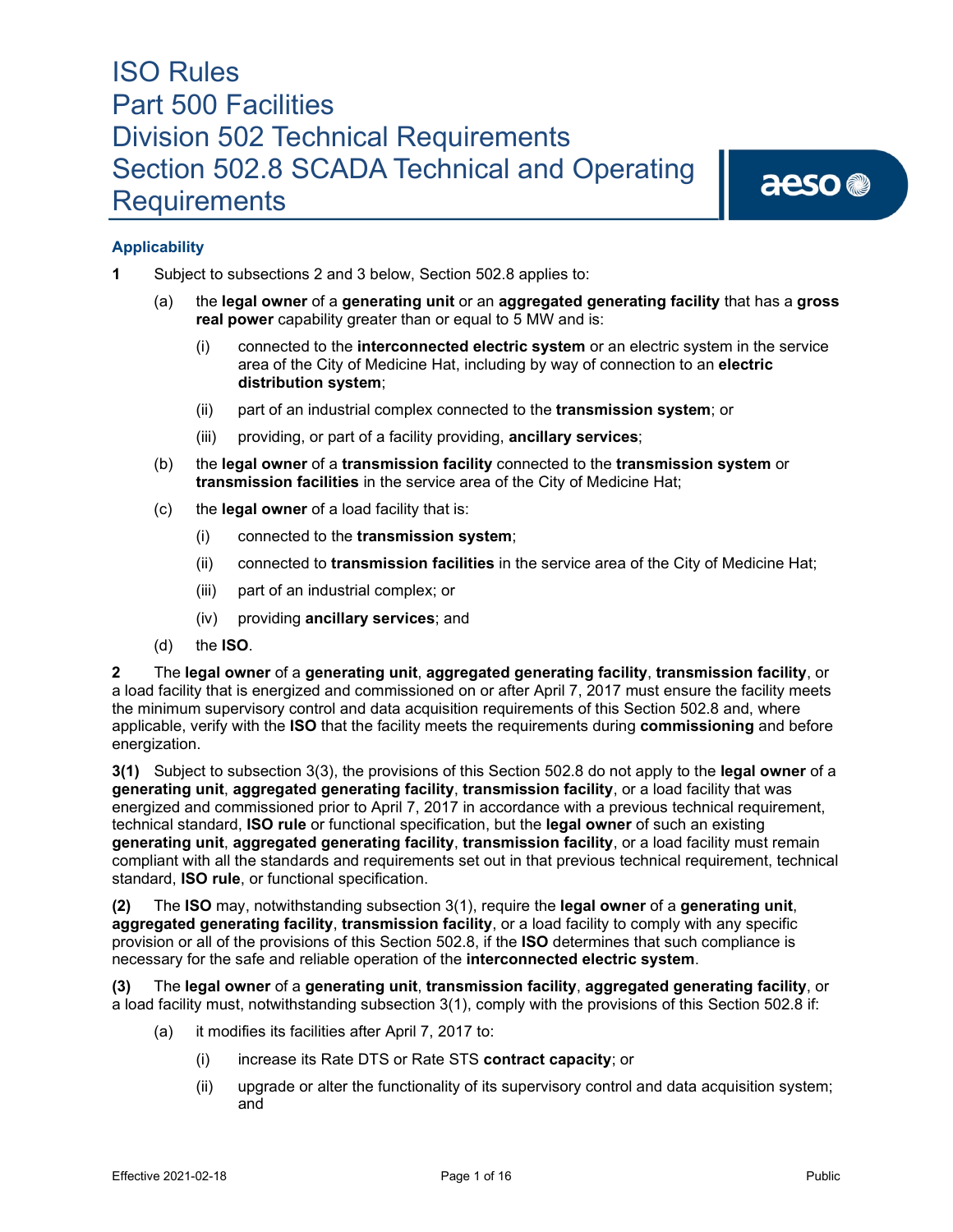# ISO Rules
# Part 500 Facilities
# Division 502 Technical Requirements
# Section 502.8 SCADA Technical and Operating Requirements

### Applicability

**1** Subject to subsections 2 and 3 below, Section 502.8 applies to:

(a) the **legal owner** of a **generating unit** or an **aggregated generating facility** that has a **gross real power** capability greater than or equal to 5 MW and is:

(i) connected to the **interconnected electric system** or an electric system in the service area of the City of Medicine Hat, including by way of connection to an **electric distribution system**;

(ii) part of an industrial complex connected to the **transmission system**; or

(iii) providing, or part of a facility providing, **ancillary services**;

(b) the **legal owner** of a **transmission facility** connected to the **transmission system** or **transmission facilities** in the service area of the City of Medicine Hat;

(c) the **legal owner** of a load facility that is:

(i) connected to the **transmission system**;

(ii) connected to **transmission facilities** in the service area of the City of Medicine Hat;

(iii) part of an industrial complex; or

(iv) providing **ancillary services**; and

(d) the **ISO**.

**2** The **legal owner** of a **generating unit**, **aggregated generating facility**, **transmission facility**, or a load facility that is energized and commissioned on or after April 7, 2017 must ensure the facility meets the minimum supervisory control and data acquisition requirements of this Section 502.8 and, where applicable, verify with the **ISO** that the facility meets the requirements during **commissioning** and before energization.

**3(1)** Subject to subsection 3(3), the provisions of this Section 502.8 do not apply to the **legal owner** of a **generating unit**, **aggregated generating facility**, **transmission facility**, or a load facility that was energized and commissioned prior to April 7, 2017 in accordance with a previous technical requirement, technical standard, **ISO rule** or functional specification, but the **legal owner** of such an existing **generating unit**, **aggregated generating facility**, **transmission facility**, or a load facility must remain compliant with all the standards and requirements set out in that previous technical requirement, technical standard, **ISO rule**, or functional specification.

**(2)** The **ISO** may, notwithstanding subsection 3(1), require the **legal owner** of a **generating unit**, **aggregated generating facility**, **transmission facility**, or a load facility to comply with any specific provision or all of the provisions of this Section 502.8, if the **ISO** determines that such compliance is necessary for the safe and reliable operation of the **interconnected electric system**.

**(3)** The **legal owner** of a **generating unit**, **transmission facility**, **aggregated generating facility**, or a load facility must, notwithstanding subsection 3(1), comply with the provisions of this Section 502.8 if:

(a) it modifies its facilities after April 7, 2017 to:

(i) increase its Rate DTS or Rate STS **contract capacity**; or

(ii) upgrade or alter the functionality of its supervisory control and data acquisition system; and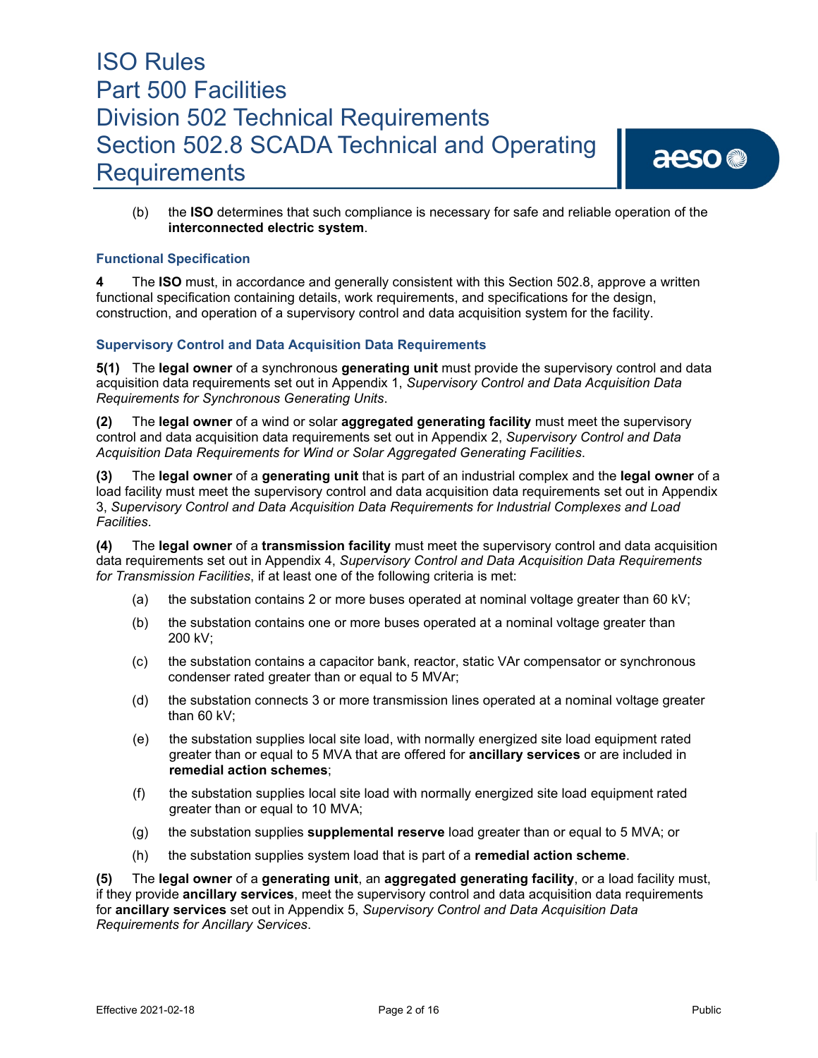(b) the **ISO** determines that such compliance is necessary for safe and reliable operation of the **interconnected electric system**.

### Functional Specification

**4** The **ISO** must, in accordance and generally consistent with this Section 502.8, approve a written functional specification containing details, work requirements, and specifications for the design, construction, and operation of a supervisory control and data acquisition system for the facility.

### Supervisory Control and Data Acquisition Data Requirements

**5(1)** The **legal owner** of a synchronous **generating unit** must provide the supervisory control and data acquisition data requirements set out in Appendix 1, *Supervisory Control and Data Acquisition Data Requirements for Synchronous Generating Units*.

**(2)** The **legal owner** of a wind or solar **aggregated generating facility** must meet the supervisory control and data acquisition data requirements set out in Appendix 2, *Supervisory Control and Data Acquisition Data Requirements for Wind or Solar Aggregated Generating Facilities*.

**(3)** The **legal owner** of a **generating unit** that is part of an industrial complex and the **legal owner** of a load facility must meet the supervisory control and data acquisition data requirements set out in Appendix 3, *Supervisory Control and Data Acquisition Data Requirements for Industrial Complexes and Load Facilities*.

**(4)** The **legal owner** of a **transmission facility** must meet the supervisory control and data acquisition data requirements set out in Appendix 4, *Supervisory Control and Data Acquisition Data Requirements for Transmission Facilities*, if at least one of the following criteria is met:

(a) the substation contains 2 or more buses operated at nominal voltage greater than 60 kV;

(b) the substation contains one or more buses operated at a nominal voltage greater than 200 kV;

(c) the substation contains a capacitor bank, reactor, static VAr compensator or synchronous condenser rated greater than or equal to 5 MVAr;

(d) the substation connects 3 or more transmission lines operated at a nominal voltage greater than 60 kV;

(e) the substation supplies local site load, with normally energized site load equipment rated greater than or equal to 5 MVA that are offered for **ancillary services** or are included in **remedial action schemes**;

(f) the substation supplies local site load with normally energized site load equipment rated greater than or equal to 10 MVA;

(g) the substation supplies **supplemental reserve** load greater than or equal to 5 MVA; or

(h) the substation supplies system load that is part of a **remedial action scheme**.

**(5)** The **legal owner** of a **generating unit**, an **aggregated generating facility**, or a load facility must, if they provide **ancillary services**, meet the supervisory control and data acquisition data requirements for **ancillary services** set out in Appendix 5, *Supervisory Control and Data Acquisition Data Requirements for Ancillary Services*.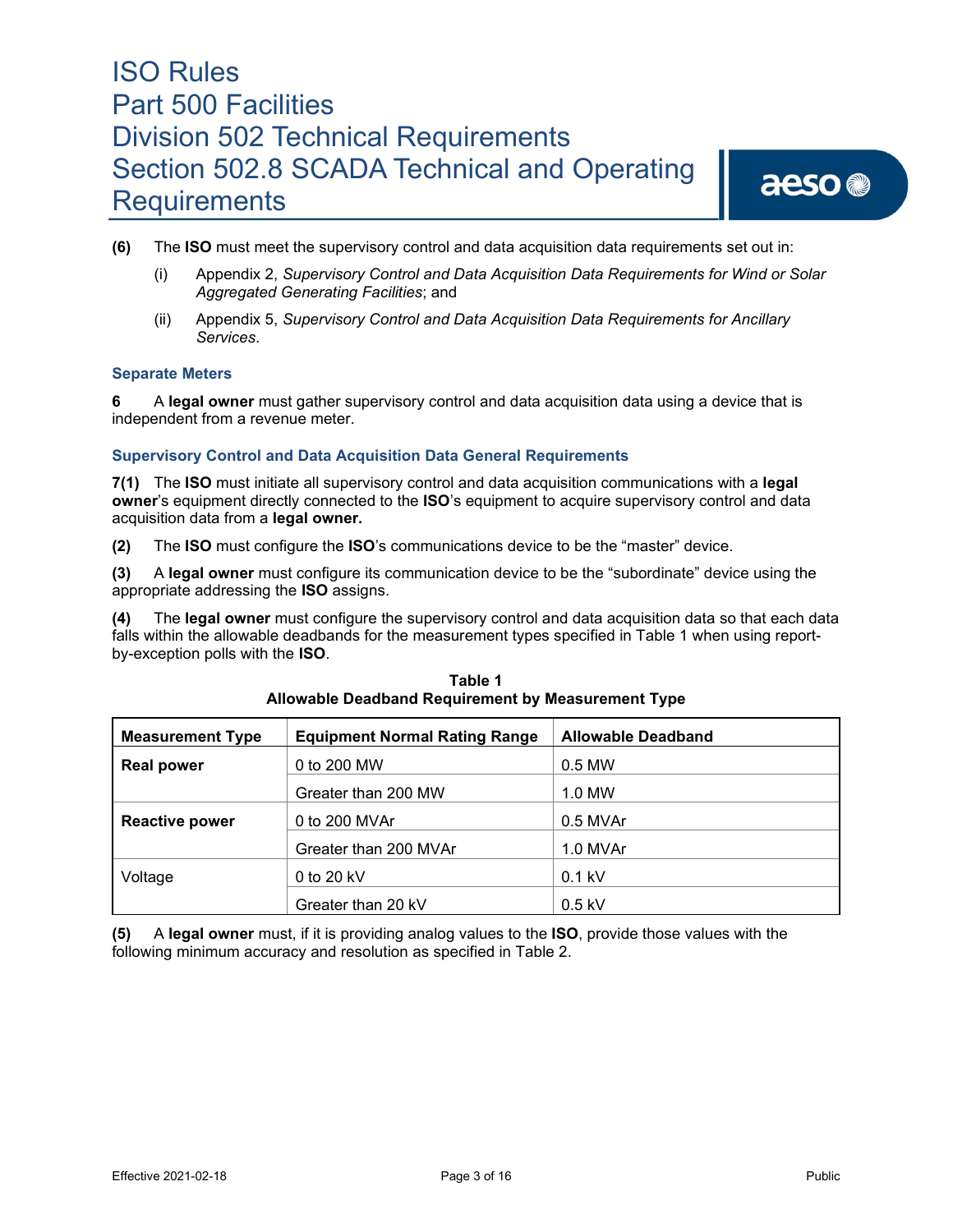**(6)** The **ISO** must meet the supervisory control and data acquisition data requirements set out in:

(i) Appendix 2, *Supervisory Control and Data Acquisition Data Requirements for Wind or Solar Aggregated Generating Facilities*; and

(ii) Appendix 5, *Supervisory Control and Data Acquisition Data Requirements for Ancillary Services*.

### Separate Meters

**6** A **legal owner** must gather supervisory control and data acquisition data using a device that is independent from a revenue meter.

### Supervisory Control and Data Acquisition Data General Requirements

**7(1)** The **ISO** must initiate all supervisory control and data acquisition communications with a **legal owner**'s equipment directly connected to the **ISO**'s equipment to acquire supervisory control and data acquisition data from a **legal owner.**

**(2)** The **ISO** must configure the **ISO**'s communications device to be the "master" device.

**(3)** A **legal owner** must configure its communication device to be the "subordinate" device using the appropriate addressing the **ISO** assigns.

**(4)** The **legal owner** must configure the supervisory control and data acquisition data so that each data falls within the allowable deadbands for the measurement types specified in Table 1 when using report-by-exception polls with the **ISO**.

**Table 1**
**Allowable Deadband Requirement by Measurement Type**

| Measurement Type | Equipment Normal Rating Range | Allowable Deadband |
|---|---|---|
| **Real power** | 0 to 200 MW | 0.5 MW |
| | Greater than 200 MW | 1.0 MW |
| **Reactive power** | 0 to 200 MVAr | 0.5 MVAr |
| | Greater than 200 MVAr | 1.0 MVAr |
| Voltage | 0 to 20 kV | 0.1 kV |
| | Greater than 20 kV | 0.5 kV |

**(5)** A **legal owner** must, if it is providing analog values to the **ISO**, provide those values with the following minimum accuracy and resolution as specified in Table 2.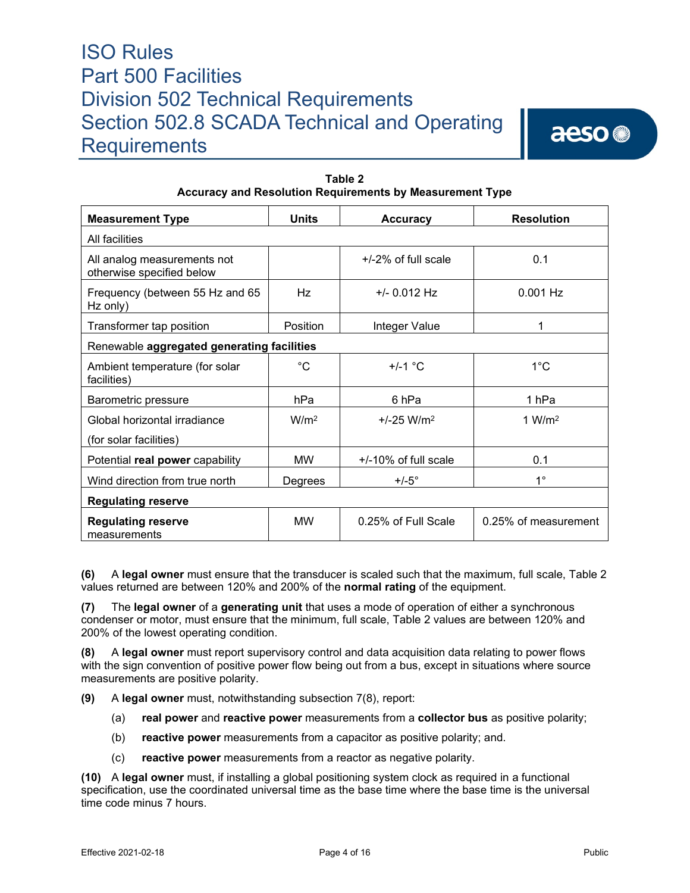**Table 2**
**Accuracy and Resolution Requirements by Measurement Type**

| Measurement Type | Units | Accuracy | Resolution |
|---|---|---|---|
| All facilities | | | |
| All analog measurements not otherwise specified below | | +/-2% of full scale | 0.1 |
| Frequency (between 55 Hz and 65 Hz only) | Hz | +/- 0.012 Hz | 0.001 Hz |
| Transformer tap position | Position | Integer Value | 1 |
| Renewable **aggregated generating facilities** | | | |
| Ambient temperature (for solar facilities) | °C | +/-1 °C | 1°C |
| Barometric pressure | hPa | 6 hPa | 1 hPa |
| Global horizontal irradiance (for solar facilities) | W/m2 | +/-25 W/m2 | 1 W/m2 |
| Potential **real power** capability | MW | +/-10% of full scale | 0.1 |
| Wind direction from true north | Degrees | +/-5° | 1° |
| **Regulating reserve** | | | |
| **Regulating reserve** measurements | MW | 0.25% of Full Scale | 0.25% of measurement |

**(6)** A **legal owner** must ensure that the transducer is scaled such that the maximum, full scale, Table 2 values returned are between 120% and 200% of the **normal rating** of the equipment.

**(7)** The **legal owner** of a **generating unit** that uses a mode of operation of either a synchronous condenser or motor, must ensure that the minimum, full scale, Table 2 values are between 120% and 200% of the lowest operating condition.

**(8)** A **legal owner** must report supervisory control and data acquisition data relating to power flows with the sign convention of positive power flow being out from a bus, except in situations where source measurements are positive polarity.

**(9)** A **legal owner** must, notwithstanding subsection 7(8), report:

(a) **real power** and **reactive power** measurements from a **collector bus** as positive polarity;

(b) **reactive power** measurements from a capacitor as positive polarity; and.

(c) **reactive power** measurements from a reactor as negative polarity.

**(10)** A **legal owner** must, if installing a global positioning system clock as required in a functional specification, use the coordinated universal time as the base time where the base time is the universal time code minus 7 hours.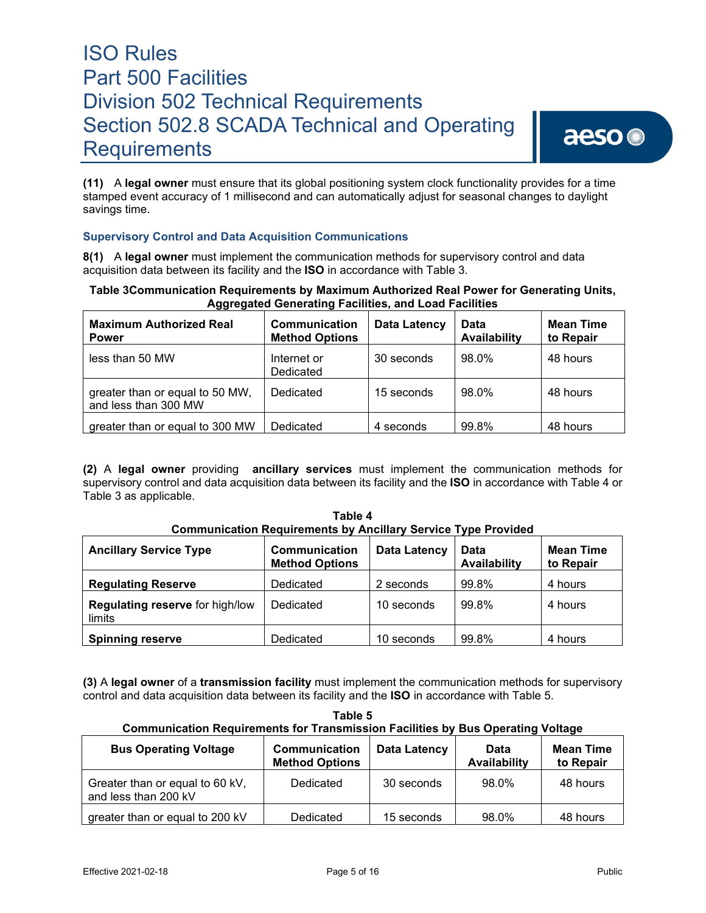**(11)** A **legal owner** must ensure that its global positioning system clock functionality provides for a time stamped event accuracy of 1 millisecond and can automatically adjust for seasonal changes to daylight savings time.

### Supervisory Control and Data Acquisition Communications

**8(1)** A **legal owner** must implement the communication methods for supervisory control and data acquisition data between its facility and the **ISO** in accordance with Table 3.

**Table 3Communication Requirements by Maximum Authorized Real Power for Generating Units, Aggregated Generating Facilities, and Load Facilities**

| Maximum Authorized Real Power | Communication Method Options | Data Latency | Data Availability | Mean Time to Repair |
|---|---|---|---|---|
| less than 50 MW | Internet or Dedicated | 30 seconds | 98.0% | 48 hours |
| greater than or equal to 50 MW, and less than 300 MW | Dedicated | 15 seconds | 98.0% | 48 hours |
| greater than or equal to 300 MW | Dedicated | 4 seconds | 99.8% | 48 hours |

**(2)** A **legal owner** providing **ancillary services** must implement the communication methods for supervisory control and data acquisition data between its facility and the **ISO** in accordance with Table 4 or Table 3 as applicable.

**Table 4**
**Communication Requirements by Ancillary Service Type Provided**

| Ancillary Service Type | Communication Method Options | Data Latency | Data Availability | Mean Time to Repair |
|---|---|---|---|---|
| **Regulating Reserve** | Dedicated | 2 seconds | 99.8% | 4 hours |
| **Regulating reserve** for high/low limits | Dedicated | 10 seconds | 99.8% | 4 hours |
| **Spinning reserve** | Dedicated | 10 seconds | 99.8% | 4 hours |

**(3)** A **legal owner** of a **transmission facility** must implement the communication methods for supervisory control and data acquisition data between its facility and the **ISO** in accordance with Table 5.

**Table 5**
**Communication Requirements for Transmission Facilities by Bus Operating Voltage**

| Bus Operating Voltage | Communication Method Options | Data Latency | Data Availability | Mean Time to Repair |
|---|---|---|---|---|
| Greater than or equal to 60 kV, and less than 200 kV | Dedicated | 30 seconds | 98.0% | 48 hours |
| greater than or equal to 200 kV | Dedicated | 15 seconds | 98.0% | 48 hours |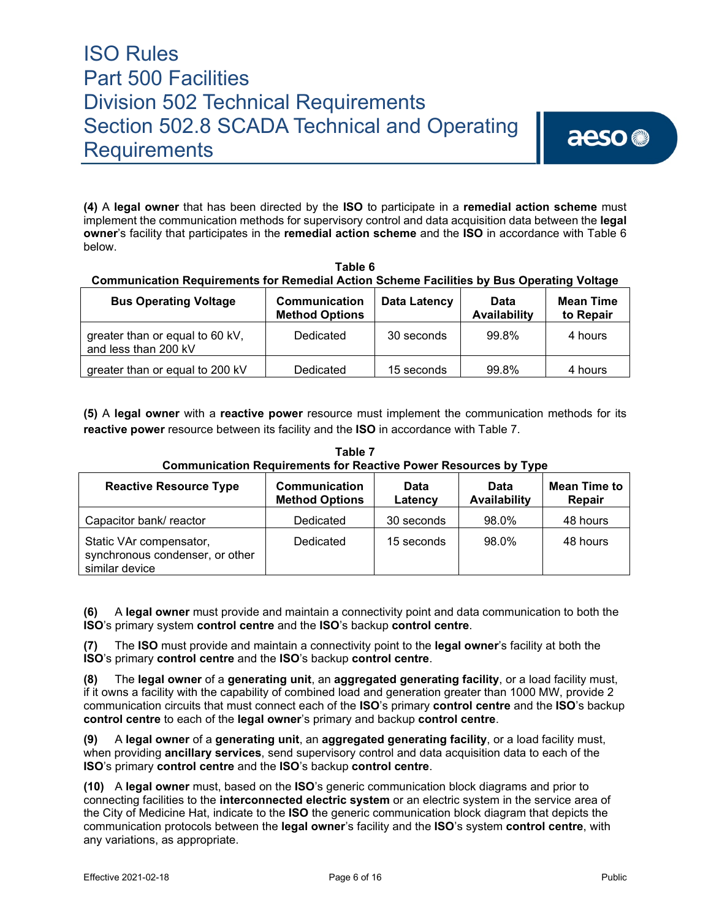**(4)** A **legal owner** that has been directed by the **ISO** to participate in a **remedial action scheme** must implement the communication methods for supervisory control and data acquisition data between the **legal owner**'s facility that participates in the **remedial action scheme** and the **ISO** in accordance with Table 6 below.

**Table 6**
**Communication Requirements for Remedial Action Scheme Facilities by Bus Operating Voltage**

| Bus Operating Voltage | Communication Method Options | Data Latency | Data Availability | Mean Time to Repair |
|---|---|---|---|---|
| greater than or equal to 60 kV, and less than 200 kV | Dedicated | 30 seconds | 99.8% | 4 hours |
| greater than or equal to 200 kV | Dedicated | 15 seconds | 99.8% | 4 hours |

**(5)** A **legal owner** with a **reactive power** resource must implement the communication methods for its **reactive power** resource between its facility and the **ISO** in accordance with Table 7.

**Table 7**
**Communication Requirements for Reactive Power Resources by Type**

| Reactive Resource Type | Communication Method Options | Data Latency | Data Availability | Mean Time to Repair |
|---|---|---|---|---|
| Capacitor bank/ reactor | Dedicated | 30 seconds | 98.0% | 48 hours |
| Static VAr compensator, synchronous condenser, or other similar device | Dedicated | 15 seconds | 98.0% | 48 hours |

**(6)** A **legal owner** must provide and maintain a connectivity point and data communication to both the **ISO**'s primary system **control centre** and the **ISO**'s backup **control centre**.

**(7)** The **ISO** must provide and maintain a connectivity point to the **legal owner**'s facility at both the **ISO**'s primary **control centre** and the **ISO**'s backup **control centre**.

**(8)** The **legal owner** of a **generating unit**, an **aggregated generating facility**, or a load facility must, if it owns a facility with the capability of combined load and generation greater than 1000 MW, provide 2 communication circuits that must connect each of the **ISO**'s primary **control centre** and the **ISO**'s backup **control centre** to each of the **legal owner**'s primary and backup **control centre**.

**(9)** A **legal owner** of a **generating unit**, an **aggregated generating facility**, or a load facility must, when providing **ancillary services**, send supervisory control and data acquisition data to each of the **ISO**'s primary **control centre** and the **ISO**'s backup **control centre**.

**(10)** A **legal owner** must, based on the **ISO**'s generic communication block diagrams and prior to connecting facilities to the **interconnected electric system** or an electric system in the service area of the City of Medicine Hat, indicate to the **ISO** the generic communication block diagram that depicts the communication protocols between the **legal owner**'s facility and the **ISO**'s system **control centre**, with any variations, as appropriate.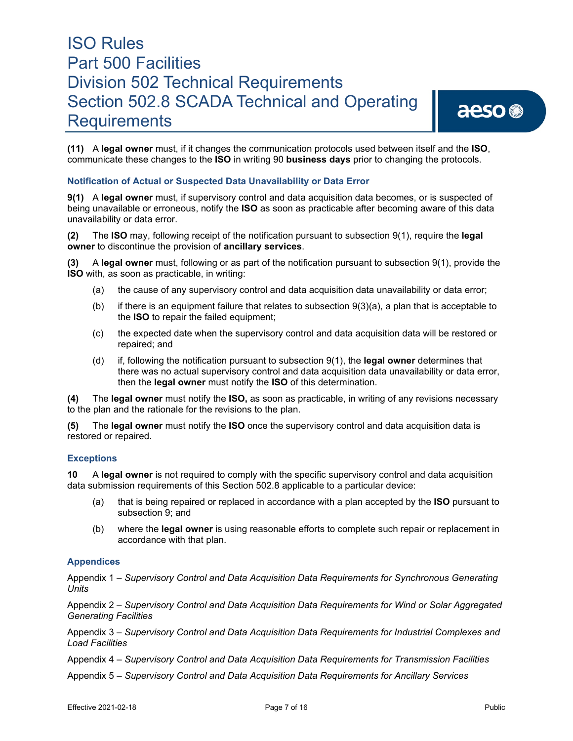**(11)** A **legal owner** must, if it changes the communication protocols used between itself and the **ISO**, communicate these changes to the **ISO** in writing 90 **business days** prior to changing the protocols.

### Notification of Actual or Suspected Data Unavailability or Data Error

**9(1)** A **legal owner** must, if supervisory control and data acquisition data becomes, or is suspected of being unavailable or erroneous, notify the **ISO** as soon as practicable after becoming aware of this data unavailability or data error.

**(2)** The **ISO** may, following receipt of the notification pursuant to subsection 9(1), require the **legal owner** to discontinue the provision of **ancillary services**.

**(3)** A **legal owner** must, following or as part of the notification pursuant to subsection 9(1), provide the **ISO** with, as soon as practicable, in writing:

- (a) the cause of any supervisory control and data acquisition data unavailability or data error;
- (b) if there is an equipment failure that relates to subsection 9(3)(a), a plan that is acceptable to the **ISO** to repair the failed equipment;
- (c) the expected date when the supervisory control and data acquisition data will be restored or repaired; and
- (d) if, following the notification pursuant to subsection 9(1), the **legal owner** determines that there was no actual supervisory control and data acquisition data unavailability or data error, then the **legal owner** must notify the **ISO** of this determination.

**(4)** The **legal owner** must notify the **ISO,** as soon as practicable, in writing of any revisions necessary to the plan and the rationale for the revisions to the plan.

**(5)** The **legal owner** must notify the **ISO** once the supervisory control and data acquisition data is restored or repaired.

### Exceptions

**10** A **legal owner** is not required to comply with the specific supervisory control and data acquisition data submission requirements of this Section 502.8 applicable to a particular device:

- (a) that is being repaired or replaced in accordance with a plan accepted by the **ISO** pursuant to subsection 9; and
- (b) where the **legal owner** is using reasonable efforts to complete such repair or replacement in accordance with that plan.

### Appendices

Appendix 1 – *Supervisory Control and Data Acquisition Data Requirements for Synchronous Generating Units*

Appendix 2 – *Supervisory Control and Data Acquisition Data Requirements for Wind or Solar Aggregated Generating Facilities*

Appendix 3 – *Supervisory Control and Data Acquisition Data Requirements for Industrial Complexes and Load Facilities*

Appendix 4 – *Supervisory Control and Data Acquisition Data Requirements for Transmission Facilities*

Appendix 5 – *Supervisory Control and Data Acquisition Data Requirements for Ancillary Services*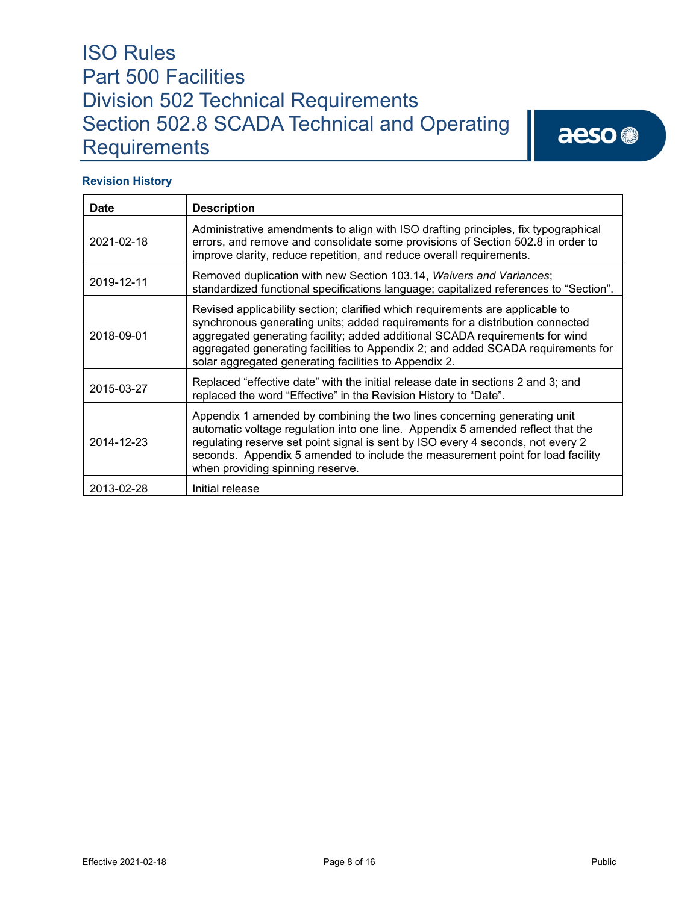# ISO Rules
# Part 500 Facilities
# Division 502 Technical Requirements
# Section 502.8 SCADA Technical and Operating Requirements

### Revision History

| Date | Description |
|---|---|
| 2021-02-18 | Administrative amendments to align with ISO drafting principles, fix typographical errors, and remove and consolidate some provisions of Section 502.8 in order to improve clarity, reduce repetition, and reduce overall requirements. |
| 2019-12-11 | Removed duplication with new Section 103.14, *Waivers and Variances*; standardized functional specifications language; capitalized references to "Section". |
| 2018-09-01 | Revised applicability section; clarified which requirements are applicable to synchronous generating units; added requirements for a distribution connected aggregated generating facility; added additional SCADA requirements for wind aggregated generating facilities to Appendix 2; and added SCADA requirements for solar aggregated generating facilities to Appendix 2. |
| 2015-03-27 | Replaced "effective date" with the initial release date in sections 2 and 3; and replaced the word "Effective" in the Revision History to "Date". |
| 2014-12-23 | Appendix 1 amended by combining the two lines concerning generating unit automatic voltage regulation into one line. Appendix 5 amended reflect that the regulating reserve set point signal is sent by ISO every 4 seconds, not every 2 seconds. Appendix 5 amended to include the measurement point for load facility when providing spinning reserve. |
| 2013-02-28 | Initial release |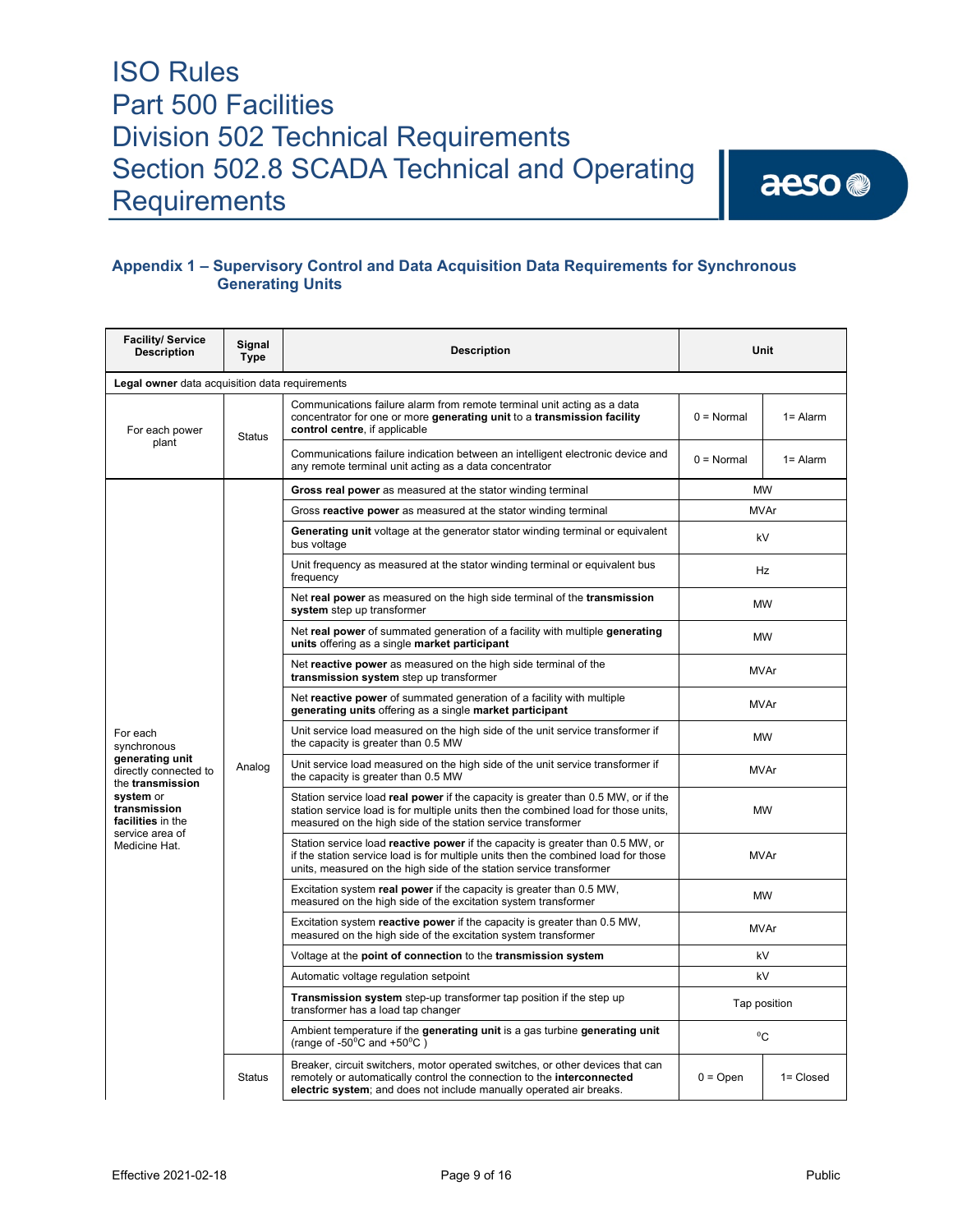# ISO Rules
# Part 500 Facilities
# Division 502 Technical Requirements
# Section 502.8 SCADA Technical and Operating Requirements

## Appendix 1 – Supervisory Control and Data Acquisition Data Requirements for Synchronous Generating Units

| Facility/ Service Description | Signal Type | Description | Unit | |
|---|---|---|---|---|
| **Legal owner** data acquisition data requirements | | | | |
| For each power plant | Status | Communications failure alarm from remote terminal unit acting as a data concentrator for one or more **generating unit** to a **transmission facility control centre**, if applicable | 0 = Normal | 1= Alarm |
| | | Communications failure indication between an intelligent electronic device and any remote terminal unit acting as a data concentrator | 0 = Normal | 1= Alarm |
| For each synchronous **generating unit** directly connected to the **transmission system** or **transmission facilities** in the service area of Medicine Hat. | Analog | **Gross real power** as measured at the stator winding terminal | MW | |
| | | Gross **reactive power** as measured at the stator winding terminal | MVAr | |
| | | **Generating unit** voltage at the generator stator winding terminal or equivalent bus voltage | kV | |
| | | Unit frequency as measured at the stator winding terminal or equivalent bus frequency | Hz | |
| | | Net **real power** as measured on the high side terminal of the **transmission system** step up transformer | MW | |
| | | Net **real power** of summated generation of a facility with multiple **generating units** offering as a single **market participant** | MW | |
| | | Net **reactive power** as measured on the high side terminal of the **transmission system** step up transformer | MVAr | |
| | | Net **reactive power** of summated generation of a facility with multiple **generating units** offering as a single **market participant** | MVAr | |
| | | Unit service load measured on the high side of the unit service transformer if the capacity is greater than 0.5 MW | MW | |
| | | Unit service load measured on the high side of the unit service transformer if the capacity is greater than 0.5 MW | MVAr | |
| | | Station service load **real power** if the capacity is greater than 0.5 MW, or if the station service load is for multiple units then the combined load for those units, measured on the high side of the station service transformer | MW | |
| | | Station service load **reactive power** if the capacity is greater than 0.5 MW, or if the station service load is for multiple units then the combined load for those units, measured on the high side of the station service transformer | MVAr | |
| | | Excitation system **real power** if the capacity is greater than 0.5 MW, measured on the high side of the excitation system transformer | MW | |
| | | Excitation system **reactive power** if the capacity is greater than 0.5 MW, measured on the high side of the excitation system transformer | MVAr | |
| | | Voltage at the **point of connection** to the **transmission system** | kV | |
| | | Automatic voltage regulation setpoint | kV | |
| | | **Transmission system** step-up transformer tap position if the step up transformer has a load tap changer | Tap position | |
| | | Ambient temperature if the **generating unit** is a gas turbine **generating unit** (range of -50°C and +50°C ) | °C | |
| | Status | Breaker, circuit switchers, motor operated switches, or other devices that can remotely or automatically control the connection to the **interconnected electric system**; and does not include manually operated air breaks. | 0 = Open | 1= Closed |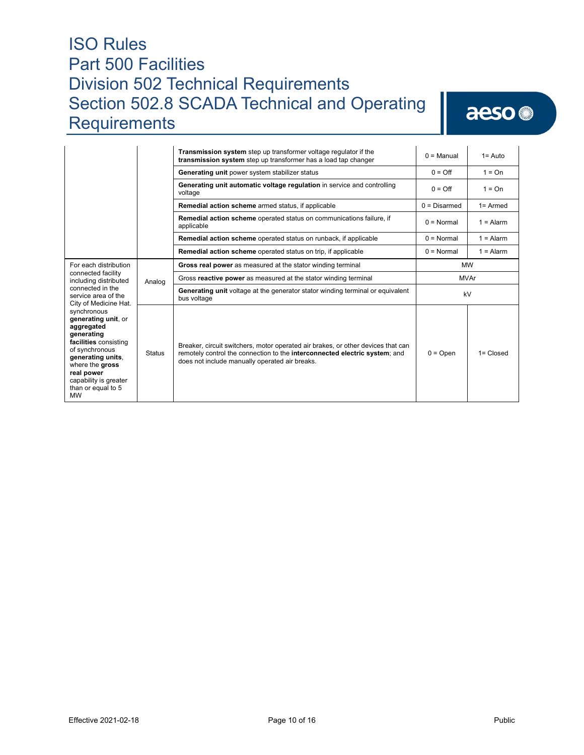| | | | | |
|---|---|---|---|---|
| | | **Transmission system** step up transformer voltage regulator if the **transmission system** step up transformer has a load tap changer | 0 = Manual | 1= Auto |
| | | **Generating unit** power system stabilizer status | 0 = Off | 1 = On |
| | | **Generating unit automatic voltage regulation** in service and controlling voltage | 0 = Off | 1 = On |
| | | **Remedial action scheme** armed status, if applicable | 0 = Disarmed | 1= Armed |
| | | **Remedial action scheme** operated status on communications failure, if applicable | 0 = Normal | 1 = Alarm |
| | | **Remedial action scheme** operated status on runback, if applicable | 0 = Normal | 1 = Alarm |
| | | **Remedial action scheme** operated status on trip, if applicable | 0 = Normal | 1 = Alarm |
| For each distribution connected facility including distributed connected in the service area of the City of Medicine Hat. synchronous **generating unit**, or **aggregated generating facilities** consisting of synchronous **generating units**, where the **gross real power** capability is greater than or equal to 5 MW | Analog | **Gross real power** as measured at the stator winding terminal | MW | |
| | | Gross **reactive power** as measured at the stator winding terminal | MVAr | |
| | | **Generating unit** voltage at the generator stator winding terminal or equivalent bus voltage | kV | |
| | Status | Breaker, circuit switchers, motor operated air brakes, or other devices that can remotely control the connection to the **interconnected electric system**; and does not include manually operated air breaks. | 0 = Open | 1= Closed |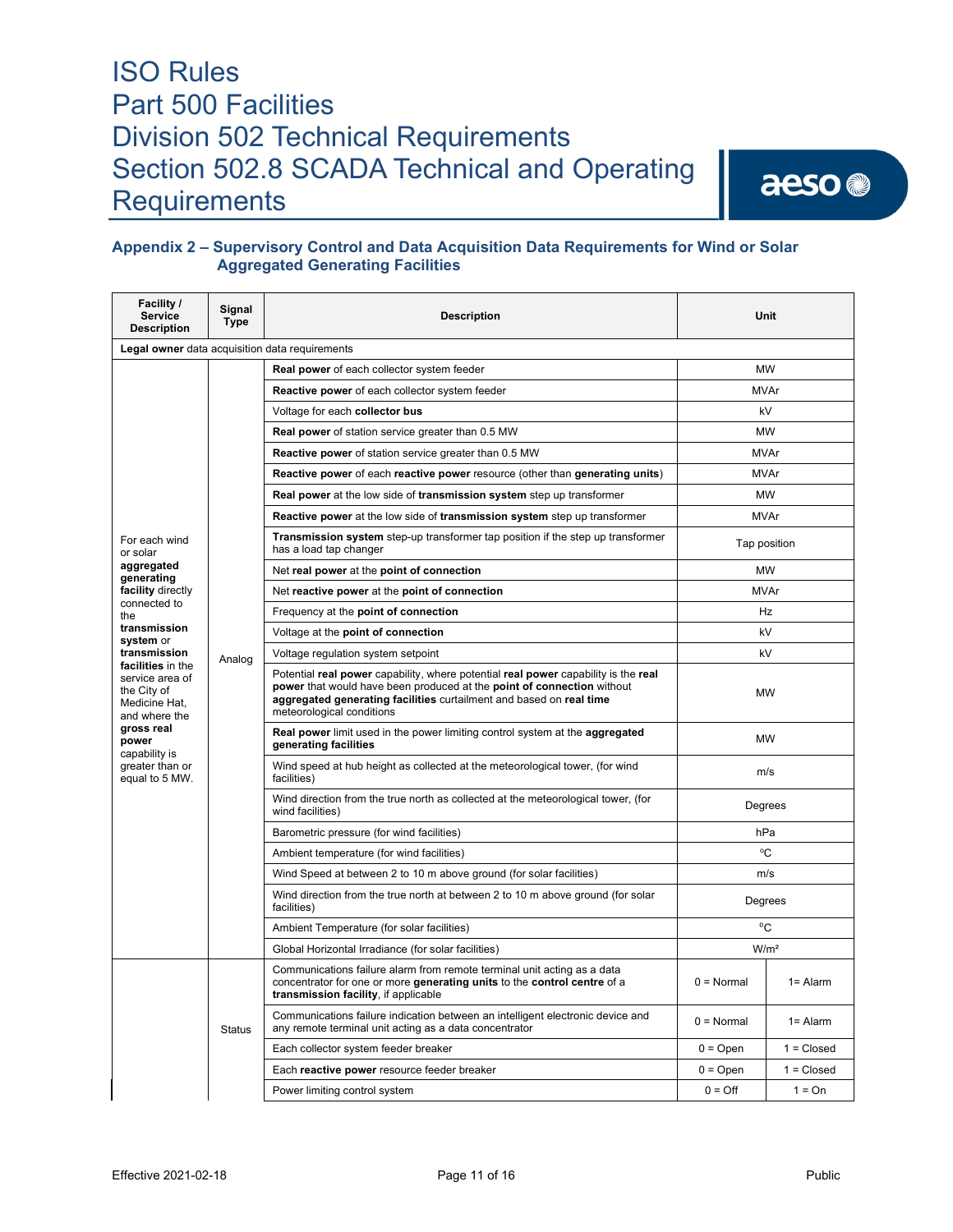## Appendix 2 – Supervisory Control and Data Acquisition Data Requirements for Wind or Solar Aggregated Generating Facilities

| Facility / Service Description | Signal Type | Description | Unit | |
|---|---|---|---|---|
| **Legal owner** data acquisition data requirements | | | | |
| For each wind or solar **aggregated generating facility** directly connected to the **transmission system** or **transmission facilities** in the service area of the City of Medicine Hat, and where the **gross real power** capability is greater than or equal to 5 MW. | Analog | **Real power** of each collector system feeder | MW | |
| | | **Reactive power** of each collector system feeder | MVAr | |
| | | Voltage for each **collector bus** | kV | |
| | | **Real power** of station service greater than 0.5 MW | MW | |
| | | **Reactive power** of station service greater than 0.5 MW | MVAr | |
| | | **Reactive power** of each **reactive power** resource (other than **generating units**) | MVAr | |
| | | **Real power** at the low side of **transmission system** step up transformer | MW | |
| | | **Reactive power** at the low side of **transmission system** step up transformer | MVAr | |
| | | **Transmission system** step-up transformer tap position if the step up transformer has a load tap changer | Tap position | |
| | | Net **real power** at the **point of connection** | MW | |
| | | Net **reactive power** at the **point of connection** | MVAr | |
| | | Frequency at the **point of connection** | Hz | |
| | | Voltage at the **point of connection** | kV | |
| | | Voltage regulation system setpoint | kV | |
| | | Potential **real power** capability, where potential **real power** capability is the **real power** that would have been produced at the **point of connection** without **aggregated generating facilities** curtailment and based on **real time** meteorological conditions | MW | |
| | | **Real power** limit used in the power limiting control system at the **aggregated generating facilities** | MW | |
| | | Wind speed at hub height as collected at the meteorological tower, (for wind facilities) | m/s | |
| | | Wind direction from the true north as collected at the meteorological tower, (for wind facilities) | Degrees | |
| | | Barometric pressure (for wind facilities) | hPa | |
| | | Ambient temperature (for wind facilities) | °C | |
| | | Wind Speed at between 2 to 10 m above ground (for solar facilities) | m/s | |
| | | Wind direction from the true north at between 2 to 10 m above ground (for solar facilities) | Degrees | |
| | | Ambient Temperature (for solar facilities) | °C | |
| | | Global Horizontal Irradiance (for solar facilities) | W/m² | |
| | Status | Communications failure alarm from remote terminal unit acting as a data concentrator for one or more **generating units** to the **control centre** of a **transmission facility**, if applicable | 0 = Normal | 1= Alarm |
| | | Communications failure indication between an intelligent electronic device and any remote terminal unit acting as a data concentrator | 0 = Normal | 1= Alarm |
| | | Each collector system feeder breaker | 0 = Open | 1 = Closed |
| | | Each **reactive power** resource feeder breaker | 0 = Open | 1 = Closed |
| | | Power limiting control system | 0 = Off | 1 = On |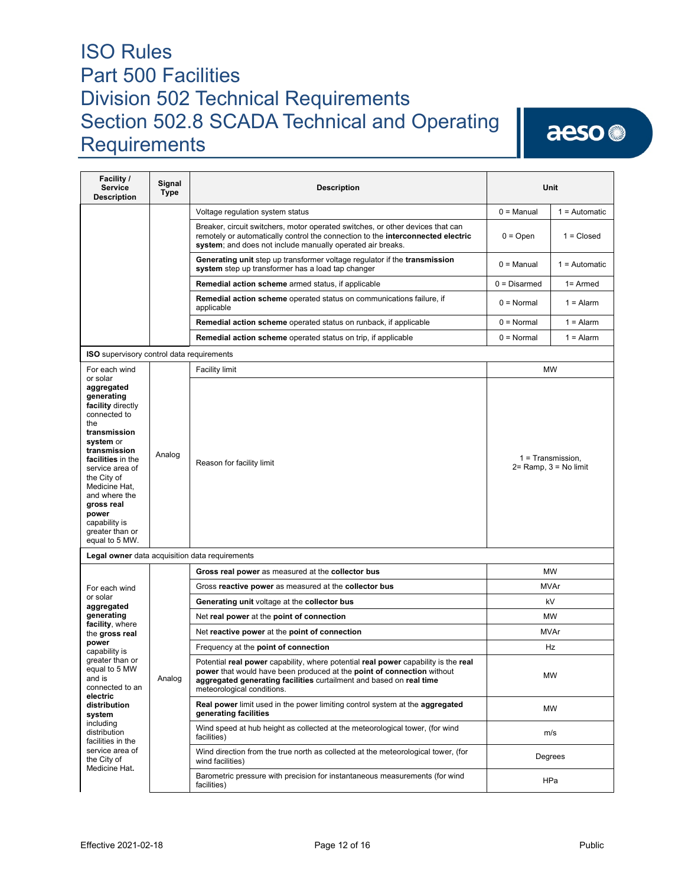| Facility / Service Description | Signal Type | Description | Unit | |
|---|---|---|---|---|
| | | Voltage regulation system status | 0 = Manual | 1 = Automatic |
| | | Breaker, circuit switchers, motor operated switches, or other devices that can remotely or automatically control the connection to the **interconnected electric system**; and does not include manually operated air breaks. | 0 = Open | 1 = Closed |
| | | **Generating unit** step up transformer voltage regulator if the **transmission system** step up transformer has a load tap changer | 0 = Manual | 1 = Automatic |
| | | **Remedial action scheme** armed status, if applicable | 0 = Disarmed | 1= Armed |
| | | **Remedial action scheme** operated status on communications failure, if applicable | 0 = Normal | 1 = Alarm |
| | | **Remedial action scheme** operated status on runback, if applicable | 0 = Normal | 1 = Alarm |
| | | **Remedial action scheme** operated status on trip, if applicable | 0 = Normal | 1 = Alarm |
| **ISO** supervisory control data requirements | | | | |
| For each wind or solar **aggregated generating facility** directly connected to the **transmission system** or **transmission facilities** in the service area of the City of Medicine Hat, and where the **gross real power** capability is greater than or equal to 5 MW. | Analog | Facility limit | MW | |
| | | Reason for facility limit | 1 = Transmission, 2= Ramp, 3 = No limit | |
| **Legal owner** data acquisition data requirements | | | | |
| For each wind or solar **aggregated generating facility**, where the **gross real power** capability is greater than or equal to 5 MW and is connected to an **electric distribution system** including distribution facilities in the service area of the City of Medicine Hat. | Analog | **Gross real power** as measured at the **collector bus** | MW | |
| | | Gross **reactive power** as measured at the **collector bus** | MVAr | |
| | | **Generating unit** voltage at the **collector bus** | kV | |
| | | Net **real power** at the **point of connection** | MW | |
| | | Net **reactive power** at the **point of connection** | MVAr | |
| | | Frequency at the **point of connection** | Hz | |
| | | Potential **real power** capability, where potential **real power** capability is the **real power** that would have been produced at the **point of connection** without **aggregated generating facilities** curtailment and based on **real time** meteorological conditions. | MW | |
| | | **Real power** limit used in the power limiting control system at the **aggregated generating facilities** | MW | |
| | | Wind speed at hub height as collected at the meteorological tower, (for wind facilities) | m/s | |
| | | Wind direction from the true north as collected at the meteorological tower, (for wind facilities) | Degrees | |
| | | Barometric pressure with precision for instantaneous measurements (for wind facilities) | HPa | |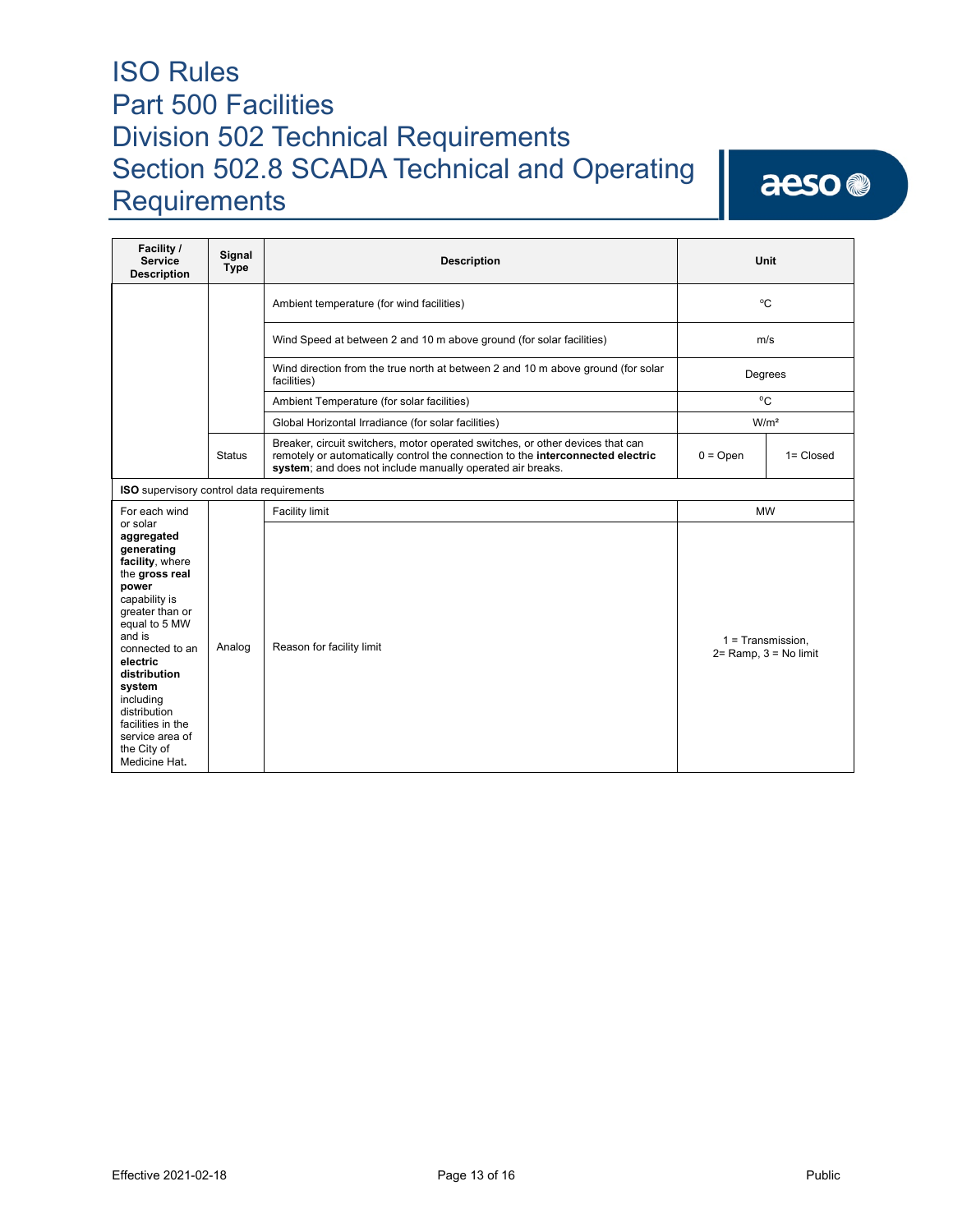| Facility / Service Description | Signal Type | Description | Unit | |
|---|---|---|---|---|
| | | Ambient temperature (for wind facilities) | °C | |
| | | Wind Speed at between 2 and 10 m above ground (for solar facilities) | m/s | |
| | | Wind direction from the true north at between 2 and 10 m above ground (for solar facilities) | Degrees | |
| | | Ambient Temperature (for solar facilities) | °C | |
| | | Global Horizontal Irradiance (for solar facilities) | W/m² | |
| | Status | Breaker, circuit switchers, motor operated switches, or other devices that can remotely or automatically control the connection to the **interconnected electric system**; and does not include manually operated air breaks. | 0 = Open | 1= Closed |
| **ISO** supervisory control data requirements | | | | |
| For each wind or solar **aggregated generating facility**, where the **gross real power** capability is greater than or equal to 5 MW and is connected to an **electric distribution system** including distribution facilities in the service area of the City of Medicine Hat**.** | Analog | Facility limit | MW | |
| | | Reason for facility limit | 1 = Transmission, 2= Ramp, 3 = No limit | |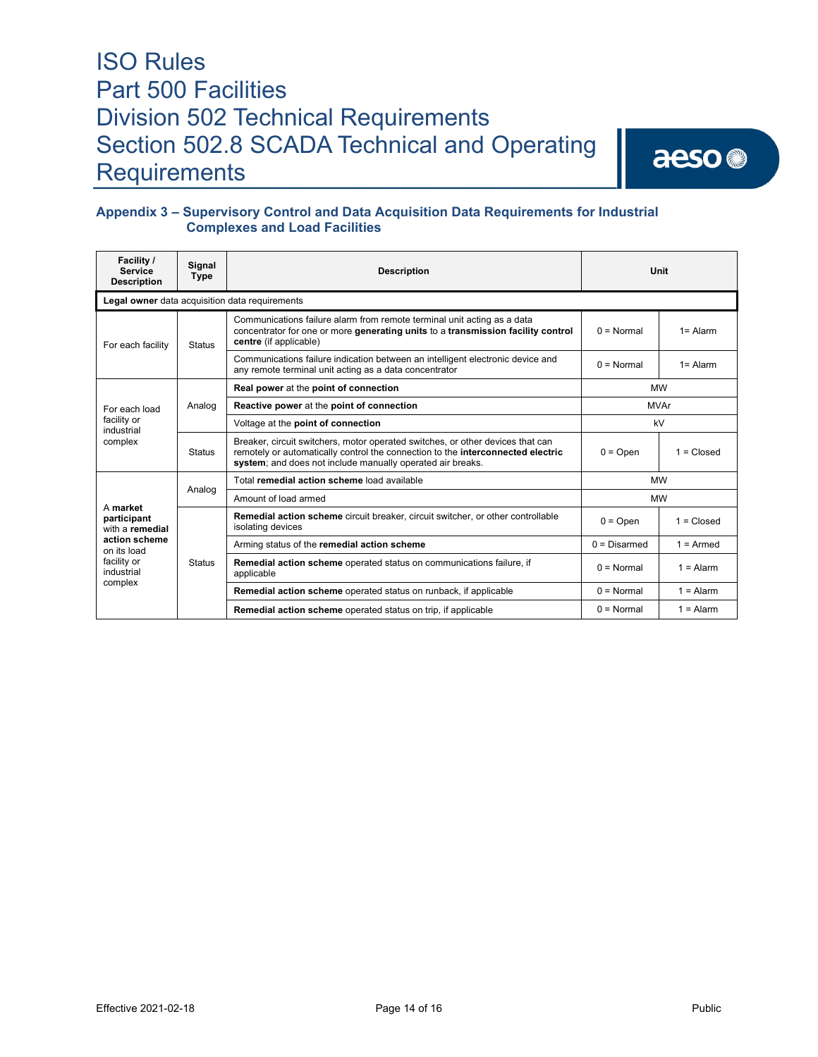## Appendix 3 – Supervisory Control and Data Acquisition Data Requirements for Industrial Complexes and Load Facilities

| Facility / Service Description | Signal Type | Description | Unit | |
|---|---|---|---|---|
| **Legal owner** data acquisition data requirements | | | | |
| For each facility | Status | Communications failure alarm from remote terminal unit acting as a data concentrator for one or more **generating units** to a **transmission facility control centre** (if applicable) | 0 = Normal | 1= Alarm |
| | | Communications failure indication between an intelligent electronic device and any remote terminal unit acting as a data concentrator | 0 = Normal | 1= Alarm |
| For each load facility or industrial complex | Analog | **Real power** at the **point of connection** | MW | |
| | | **Reactive power** at the **point of connection** | MVAr | |
| | | Voltage at the **point of connection** | kV | |
| | Status | Breaker, circuit switchers, motor operated switches, or other devices that can remotely or automatically control the connection to the **interconnected electric system**; and does not include manually operated air breaks. | 0 = Open | 1 = Closed |
| A **market participant** with a **remedial action scheme** on its load facility or industrial complex | Analog | Total **remedial action scheme** load available | MW | |
| | | Amount of load armed | MW | |
| | Status | **Remedial action scheme** circuit breaker, circuit switcher, or other controllable isolating devices | 0 = Open | 1 = Closed |
| | | Arming status of the **remedial action scheme** | 0 = Disarmed | 1 = Armed |
| | | **Remedial action scheme** operated status on communications failure, if applicable | 0 = Normal | 1 = Alarm |
| | | **Remedial action scheme** operated status on runback, if applicable | 0 = Normal | 1 = Alarm |
| | | **Remedial action scheme** operated status on trip, if applicable | 0 = Normal | 1 = Alarm |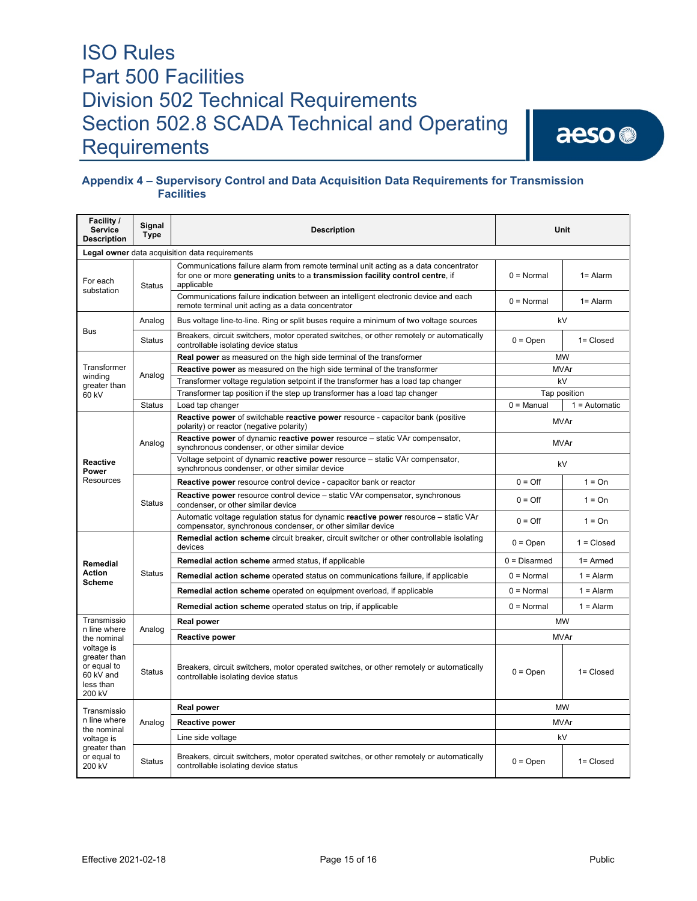## Appendix 4 – Supervisory Control and Data Acquisition Data Requirements for Transmission Facilities

| Facility / Service Description | Signal Type | Description | Unit | |
|---|---|---|---|---|
| **Legal owner** data acquisition data requirements | | | | |
| For each substation | Status | Communications failure alarm from remote terminal unit acting as a data concentrator for one or more **generating units** to a **transmission facility control centre**, if applicable | 0 = Normal | 1= Alarm |
| | | Communications failure indication between an intelligent electronic device and each remote terminal unit acting as a data concentrator | 0 = Normal | 1= Alarm |
| Bus | Analog | Bus voltage line-to-line. Ring or split buses require a minimum of two voltage sources | kV | |
| | Status | Breakers, circuit switchers, motor operated switches, or other remotely or automatically controllable isolating device status | 0 = Open | 1= Closed |
| Transformer winding greater than 60 kV | Analog | **Real power** as measured on the high side terminal of the transformer | MW | |
| | | **Reactive power** as measured on the high side terminal of the transformer | MVAr | |
| | | Transformer voltage regulation setpoint if the transformer has a load tap changer | kV | |
| | | Transformer tap position if the step up transformer has a load tap changer | Tap position | |
| | Status | Load tap changer | 0 = Manual | 1 = Automatic |
| **Reactive Power** Resources | Analog | **Reactive power** of switchable **reactive power** resource - capacitor bank (positive polarity) or reactor (negative polarity) | MVAr | |
| | | **Reactive power** of dynamic **reactive power** resource – static VAr compensator, synchronous condenser, or other similar device | MVAr | |
| | | Voltage setpoint of dynamic **reactive power** resource – static VAr compensator, synchronous condenser, or other similar device | kV | |
| | Status | **Reactive power** resource control device - capacitor bank or reactor | 0 = Off | 1 = On |
| | | **Reactive power** resource control device – static VAr compensator, synchronous condenser, or other similar device | 0 = Off | 1 = On |
| | | Automatic voltage regulation status for dynamic **reactive power** resource – static VAr compensator, synchronous condenser, or other similar device | 0 = Off | 1 = On |
| **Remedial Action Scheme** | Status | **Remedial action scheme** circuit breaker, circuit switcher or other controllable isolating devices | 0 = Open | 1 = Closed |
| | | **Remedial action scheme** armed status, if applicable | 0 = Disarmed | 1= Armed |
| | | **Remedial action scheme** operated status on communications failure, if applicable | 0 = Normal | 1 = Alarm |
| | | **Remedial action scheme** operated on equipment overload, if applicable | 0 = Normal | 1 = Alarm |
| | | **Remedial action scheme** operated status on trip, if applicable | 0 = Normal | 1 = Alarm |
| Transmission line where the nominal voltage is greater than or equal to 60 kV and less than 200 kV | Analog | **Real power** | MW | |
| | | **Reactive power** | MVAr | |
| | Status | Breakers, circuit switchers, motor operated switches, or other remotely or automatically controllable isolating device status | 0 = Open | 1= Closed |
| Transmission line where the nominal voltage is greater than or equal to 200 kV | Analog | **Real power** | MW | |
| | | **Reactive power** | MVAr | |
| | | Line side voltage | kV | |
| | Status | Breakers, circuit switchers, motor operated switches, or other remotely or automatically controllable isolating device status | 0 = Open | 1= Closed |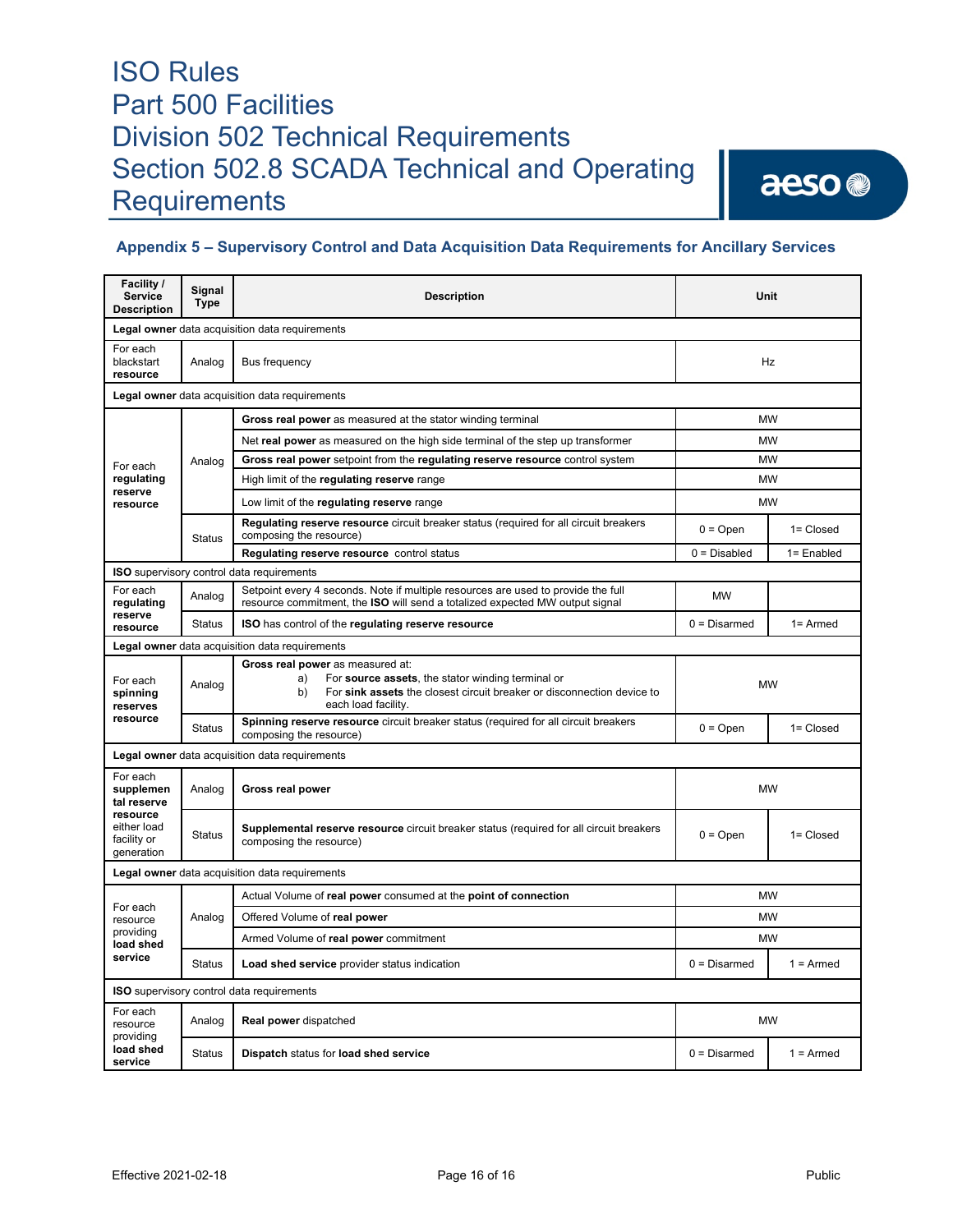## Appendix 5 – Supervisory Control and Data Acquisition Data Requirements for Ancillary Services

| Facility / Service Description | Signal Type | Description | Unit | |
|---|---|---|---|---|
| **Legal owner** data acquisition data requirements | | | | |
| For each blackstart **resource** | Analog | Bus frequency | Hz | |
| **Legal owner** data acquisition data requirements | | | | |
| For each **regulating reserve resource** | Analog | **Gross real power** as measured at the stator winding terminal | MW | |
| | | Net **real power** as measured on the high side terminal of the step up transformer | MW | |
| | | **Gross real power** setpoint from the **regulating reserve resource** control system | MW | |
| | | High limit of the **regulating reserve** range | MW | |
| | | Low limit of the **regulating reserve** range | MW | |
| | Status | **Regulating reserve resource** circuit breaker status (required for all circuit breakers composing the resource) | 0 = Open | 1= Closed |
| | | **Regulating reserve resource** control status | 0 = Disabled | 1= Enabled |
| **ISO** supervisory control data requirements | | | | |
| For each **regulating reserve resource** | Analog | Setpoint every 4 seconds. Note if multiple resources are used to provide the full resource commitment, the **ISO** will send a totalized expected MW output signal | MW | |
| | Status | **ISO** has control of the **regulating reserve resource** | 0 = Disarmed | 1= Armed |
| **Legal owner** data acquisition data requirements | | | | |
| For each **spinning reserves resource** | Analog | **Gross real power** as measured at: a) For **source assets**, the stator winding terminal or b) For **sink assets** the closest circuit breaker or disconnection device to each load facility. | MW | |
| | Status | **Spinning reserve resource** circuit breaker status (required for all circuit breakers composing the resource) | 0 = Open | 1= Closed |
| **Legal owner** data acquisition data requirements | | | | |
| For each **supplemental reserve resource** either load facility or generation | Analog | **Gross real power** | MW | |
| | Status | **Supplemental reserve resource** circuit breaker status (required for all circuit breakers composing the resource) | 0 = Open | 1= Closed |
| **Legal owner** data acquisition data requirements | | | | |
| For each resource providing **load shed service** | Analog | Actual Volume of **real power** consumed at the **point of connection** | MW | |
| | | Offered Volume of **real power** | MW | |
| | | Armed Volume of **real power** commitment | MW | |
| | Status | **Load shed service** provider status indication | 0 = Disarmed | 1 = Armed |
| **ISO** supervisory control data requirements | | | | |
| For each resource providing **load shed service** | Analog | **Real power** dispatched | MW | |
| | Status | **Dispatch** status for **load shed service** | 0 = Disarmed | 1 = Armed |